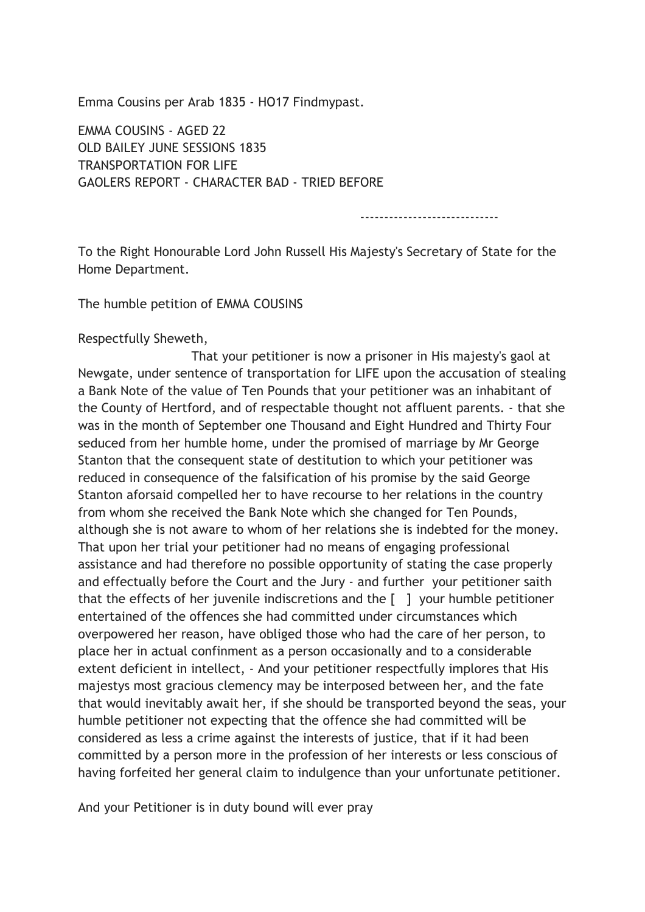Emma Cousins per Arab 1835 - HO17 Findmypast.

EMMA COUSINS - AGED 22
OLD BAILEY JUNE SESSIONS 1835
TRANSPORTATION FOR LIFE
GAOLERS REPORT - CHARACTER BAD - TRIED BEFORE

-----------------------------

To the Right Honourable Lord John Russell His Majesty's Secretary of State for the Home Department.

The humble petition of EMMA COUSINS

Respectfully Sheweth,

That your petitioner is now a prisoner in His majesty's gaol at Newgate, under sentence of transportation for LIFE upon the accusation of stealing a Bank Note of the value of Ten Pounds that your petitioner was an inhabitant of the County of Hertford, and of respectable thought not affluent parents. - that she was in the month of September one Thousand and Eight Hundred and Thirty Four seduced from her humble home, under the promised of marriage by Mr George Stanton that the consequent state of destitution to which your petitioner was reduced in consequence of the falsification of his promise by the said George Stanton aforsaid compelled her to have recourse to her relations in the country from whom she received the Bank Note which she changed for Ten Pounds, although she is not aware to whom of her relations she is indebted for the money. That upon her trial your petitioner had no means of engaging professional assistance and had therefore no possible opportunity of stating the case properly and effectually before the Court and the Jury - and further your petitioner saith that the effects of her juvenile indiscretions and the [ ] your humble petitioner entertained of the offences she had committed under circumstances which overpowered her reason, have obliged those who had the care of her person, to place her in actual confinment as a person occasionally and to a considerable extent deficient in intellect, - And your petitioner respectfully implores that His majestys most gracious clemency may be interposed between her, and the fate that would inevitably await her, if she should be transported beyond the seas, your humble petitioner not expecting that the offence she had committed will be considered as less a crime against the interests of justice, that if it had been committed by a person more in the profession of her interests or less conscious of having forfeited her general claim to indulgence than your unfortunate petitioner.

And your Petitioner is in duty bound will ever pray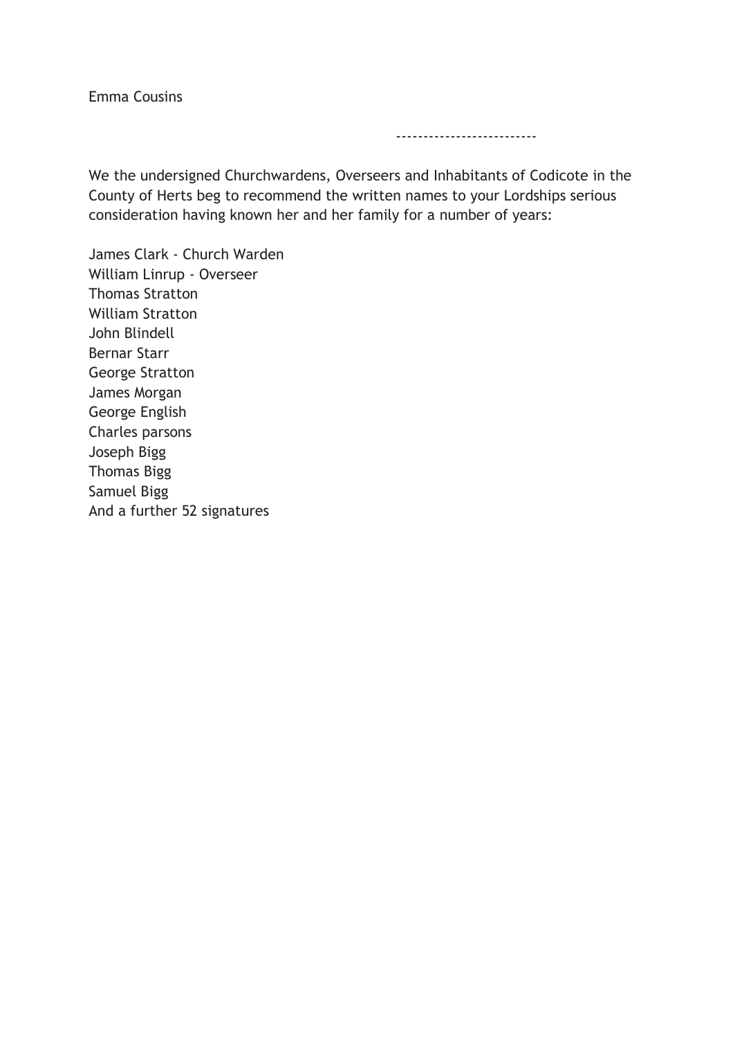Emma Cousins

-------------------------

We the undersigned Churchwardens, Overseers and Inhabitants of Codicote in the County of Herts beg to recommend the written names to your Lordships serious consideration having known her and her family for a number of years:

James Clark - Church Warden  
William Linrup - Overseer  
Thomas Stratton  
William Stratton  
John Blindell  
Bernar Starr  
George Stratton  
James Morgan  
George English  
Charles parsons  
Joseph Bigg  
Thomas Bigg  
Samuel Bigg  
And a further 52 signatures